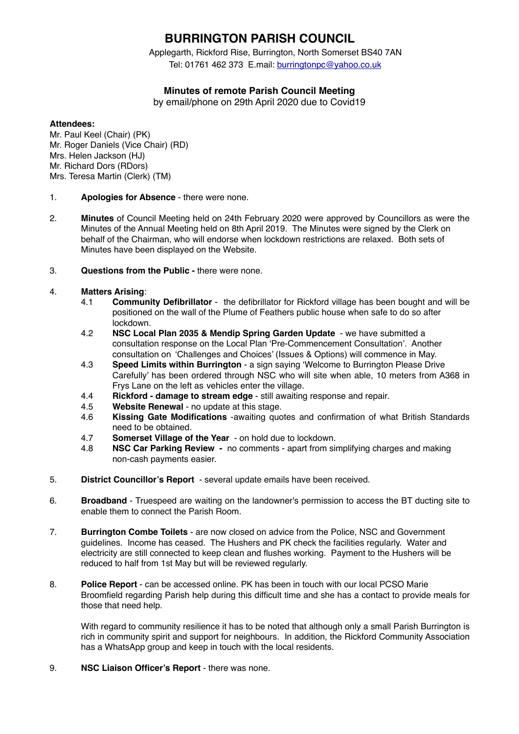# BURRINGTON PARISH COUNCIL

Applegarth, Rickford Rise, Burrington, North Somerset BS40 7AN
Tel: 01761 462 373 E.mail: burringtonpc@yahoo.co.uk

## Minutes of remote Parish Council Meeting

by email/phone on 29th April 2020 due to Covid19

**Attendees:**
Mr. Paul Keel (Chair) (PK)
Mr. Roger Daniels (Vice Chair) (RD)
Mrs. Helen Jackson (HJ)
Mr. Richard Dors (RDors)
Mrs. Teresa Martin (Clerk) (TM)

1. **Apologies for Absence** - there were none.

2. **Minutes** of Council Meeting held on 24th February 2020 were approved by Councillors as were the Minutes of the Annual Meeting held on 8th April 2019. The Minutes were signed by the Clerk on behalf of the Chairman, who will endorse when lockdown restrictions are relaxed. Both sets of Minutes have been displayed on the Website.

3. **Questions from the Public -** there were none.

4. **Matters Arising**:
   - 4.1 **Community Defibrillator** - the defibrillator for Rickford village has been bought and will be positioned on the wall of the Plume of Feathers public house when safe to do so after lockdown.
   - 4.2 **NSC Local Plan 2035 & Mendip Spring Garden Update** - we have submitted a consultation response on the Local Plan 'Pre-Commencement Consultation'. Another consultation on 'Challenges and Choices' (Issues & Options) will commence in May.
   - 4.3 **Speed Limits within Burrington** - a sign saying 'Welcome to Burrington Please Drive Carefully' has been ordered through NSC who will site when able, 10 meters from A368 in Frys Lane on the left as vehicles enter the village.
   - 4.4 **Rickford - damage to stream edge** - still awaiting response and repair.
   - 4.5 **Website Renewal** - no update at this stage.
   - 4.6 **Kissing Gate Modifications** -awaiting quotes and confirmation of what British Standards need to be obtained.
   - 4.7 **Somerset Village of the Year** - on hold due to lockdown.
   - 4.8 **NSC Car Parking Review -** no comments - apart from simplifying charges and making non-cash payments easier.

5. **District Councillor's Report** - several update emails have been received.

6. **Broadband** - Truespeed are waiting on the landowner's permission to access the BT ducting site to enable them to connect the Parish Room.

7. **Burrington Combe Toilets** - are now closed on advice from the Police, NSC and Government guidelines. Income has ceased. The Hushers and PK check the facilities regularly. Water and electricity are still connected to keep clean and flushes working. Payment to the Hushers will be reduced to half from 1st May but will be reviewed regularly.

8. **Police Report** - can be accessed online. PK has been in touch with our local PCSO Marie Broomfield regarding Parish help during this difficult time and she has a contact to provide meals for those that need help.

   With regard to community resilience it has to be noted that although only a small Parish Burrington is rich in community spirit and support for neighbours. In addition, the Rickford Community Association has a WhatsApp group and keep in touch with the local residents.

9. **NSC Liaison Officer's Report** - there was none.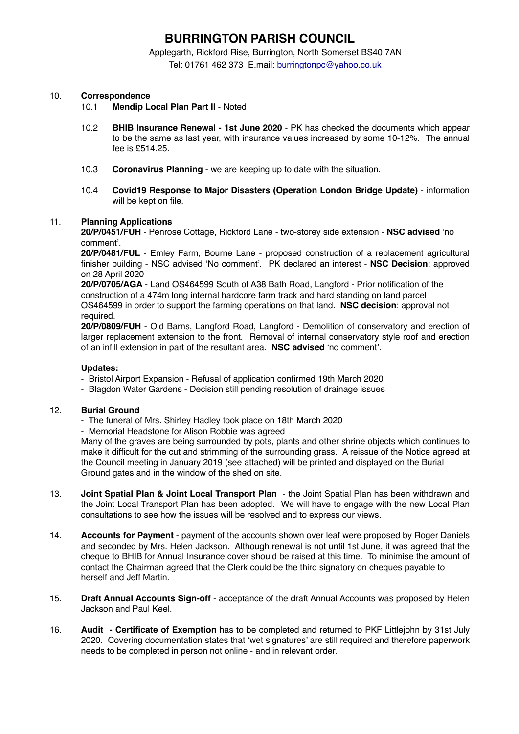# BURRINGTON PARISH COUNCIL

Applegarth, Rickford Rise, Burrington, North Somerset BS40 7AN
Tel: 01761 462 373 E.mail: burringtonpc@yahoo.co.uk

10. **Correspondence**
    10.1 **Mendip Local Plan Part II** - Noted

    10.2 **BHIB Insurance Renewal - 1st June 2020** - PK has checked the documents which appear to be the same as last year, with insurance values increased by some 10-12%. The annual fee is £514.25.

    10.3 **Coronavirus Planning** - we are keeping up to date with the situation.

    10.4 **Covid19 Response to Major Disasters (Operation London Bridge Update)** - information will be kept on file.

11. **Planning Applications**

**20/P/0451/FUH** - Penrose Cottage, Rickford Lane - two-storey side extension - **NSC advised** 'no comment'.

**20/P/0481/FUL** - Emley Farm, Bourne Lane - proposed construction of a replacement agricultural finisher building - NSC advised 'No comment'. PK declared an interest - **NSC Decision**: approved on 28 April 2020

**20/P/0705/AGA** - Land OS464599 South of A38 Bath Road, Langford - Prior notification of the construction of a 474m long internal hardcore farm track and hard standing on land parcel OS464599 in order to support the farming operations on that land. **NSC decision**: approval not required.

**20/P/0809/FUH** - Old Barns, Langford Road, Langford - Demolition of conservatory and erection of larger replacement extension to the front. Removal of internal conservatory style roof and erection of an infill extension in part of the resultant area. **NSC advised** 'no comment'.

**Updates:**

- Bristol Airport Expansion - Refusal of application confirmed 19th March 2020
- Blagdon Water Gardens - Decision still pending resolution of drainage issues

12. **Burial Ground**

- The funeral of Mrs. Shirley Hadley took place on 18th March 2020
- Memorial Headstone for Alison Robbie was agreed

Many of the graves are being surrounded by pots, plants and other shrine objects which continues to make it difficult for the cut and strimming of the surrounding grass. A reissue of the Notice agreed at the Council meeting in January 2019 (see attached) will be printed and displayed on the Burial Ground gates and in the window of the shed on site.

13. **Joint Spatial Plan & Joint Local Transport Plan** - the Joint Spatial Plan has been withdrawn and the Joint Local Transport Plan has been adopted. We will have to engage with the new Local Plan consultations to see how the issues will be resolved and to express our views.

14. **Accounts for Payment** - payment of the accounts shown over leaf were proposed by Roger Daniels and seconded by Mrs. Helen Jackson. Although renewal is not until 1st June, it was agreed that the cheque to BHIB for Annual Insurance cover should be raised at this time. To minimise the amount of contact the Chairman agreed that the Clerk could be the third signatory on cheques payable to herself and Jeff Martin.

15. **Draft Annual Accounts Sign-off** - acceptance of the draft Annual Accounts was proposed by Helen Jackson and Paul Keel.

16. **Audit - Certificate of Exemption** has to be completed and returned to PKF Littlejohn by 31st July 2020. Covering documentation states that 'wet signatures' are still required and therefore paperwork needs to be completed in person not online - and in relevant order.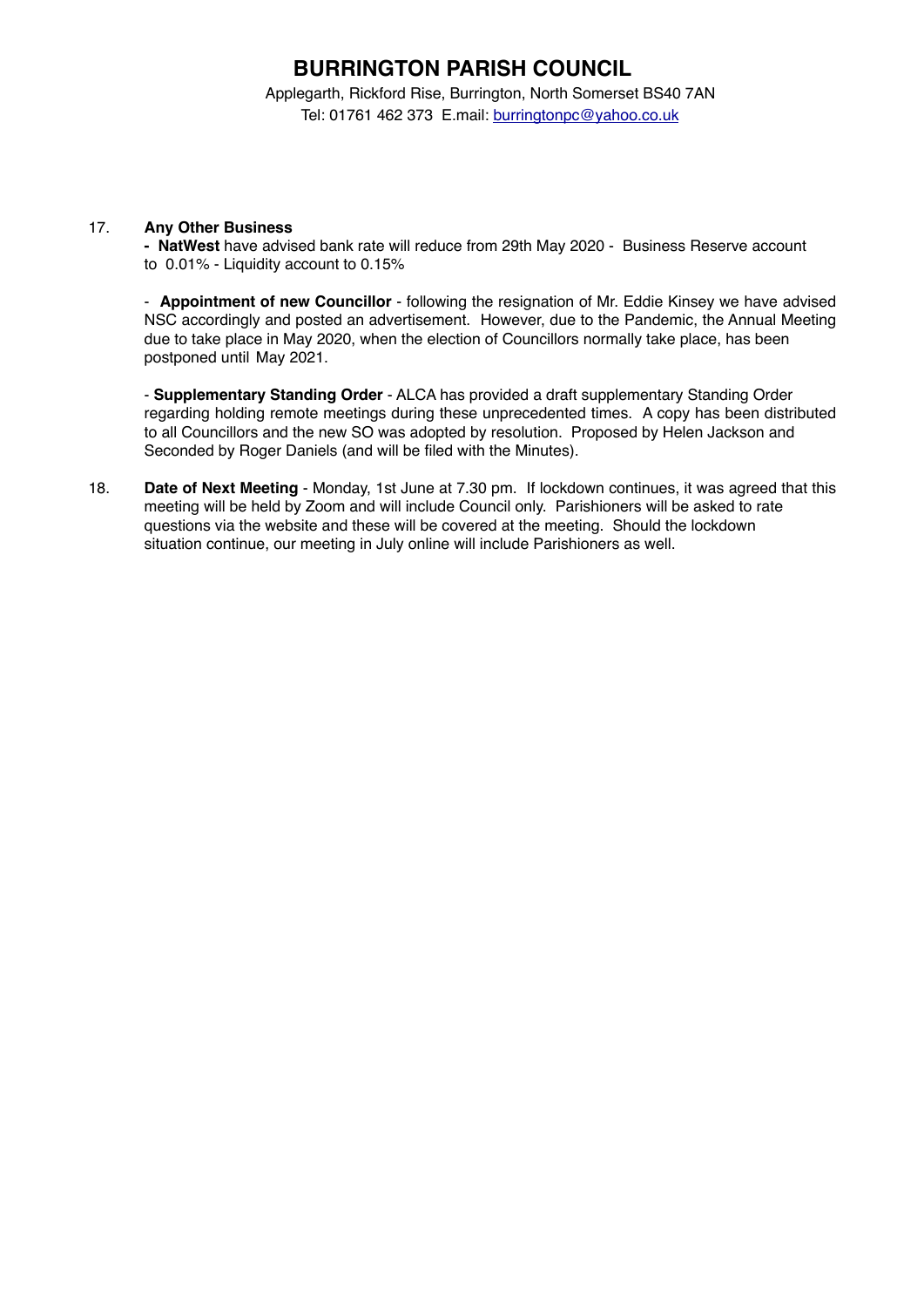# BURRINGTON PARISH COUNCIL

Applegarth, Rickford Rise, Burrington, North Somerset BS40 7AN
Tel: 01761 462 373 E.mail: burringtonpc@yahoo.co.uk

17. **Any Other Business**

    **- NatWest** have advised bank rate will reduce from 29th May 2020 - Business Reserve account to 0.01% - Liquidity account to 0.15%

    - **Appointment of new Councillor** - following the resignation of Mr. Eddie Kinsey we have advised NSC accordingly and posted an advertisement. However, due to the Pandemic, the Annual Meeting due to take place in May 2020, when the election of Councillors normally take place, has been postponed until May 2021.

    - **Supplementary Standing Order** - ALCA has provided a draft supplementary Standing Order regarding holding remote meetings during these unprecedented times. A copy has been distributed to all Councillors and the new SO was adopted by resolution. Proposed by Helen Jackson and Seconded by Roger Daniels (and will be filed with the Minutes).

18. **Date of Next Meeting** - Monday, 1st June at 7.30 pm. If lockdown continues, it was agreed that this meeting will be held by Zoom and will include Council only. Parishioners will be asked to rate questions via the website and these will be covered at the meeting. Should the lockdown situation continue, our meeting in July online will include Parishioners as well.